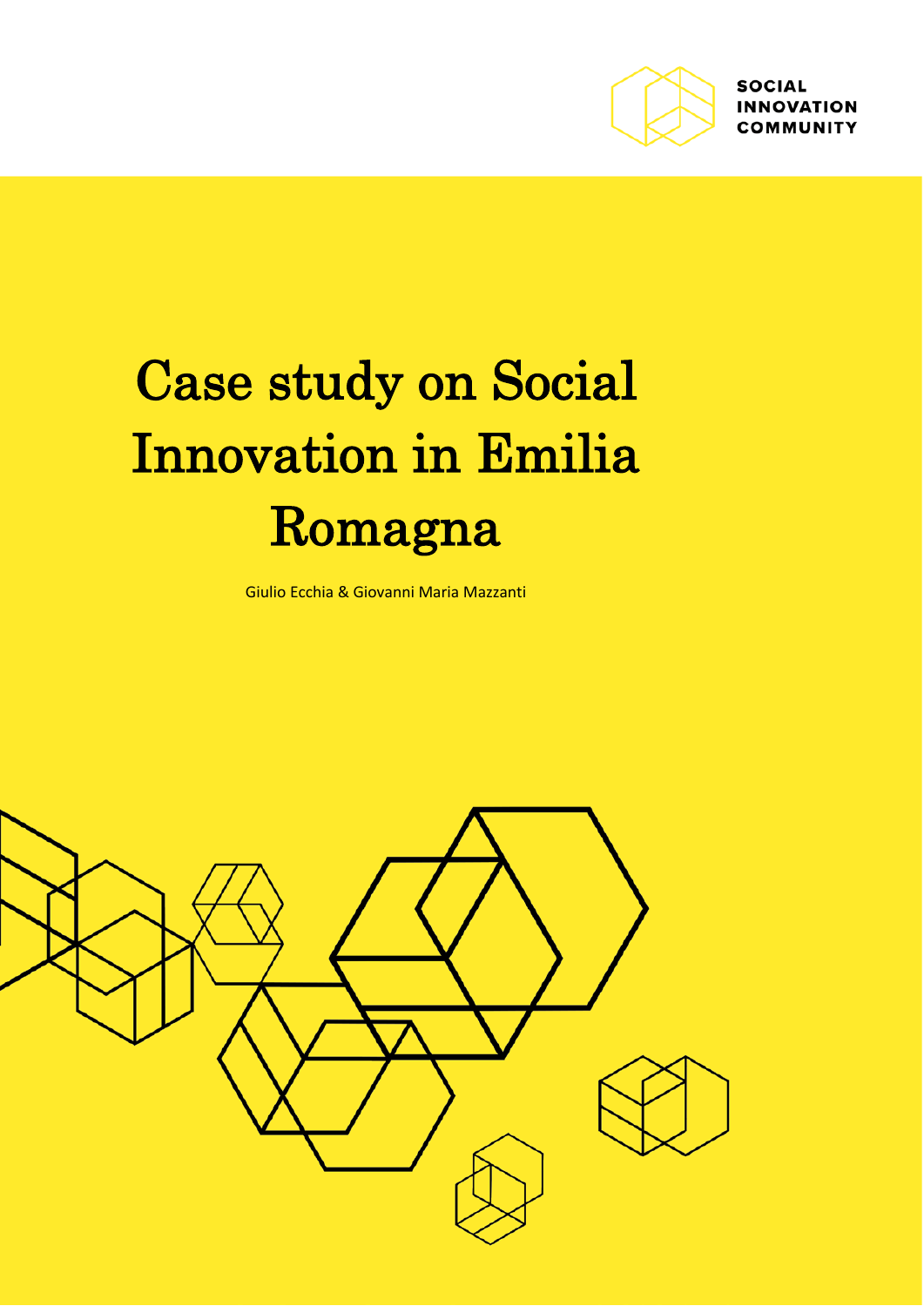SOCIAL INNOVATION COMMUNITY

# Case study on Social Innovation in Emilia Romagna

Giulio Ecchia & Giovanni Maria Mazzanti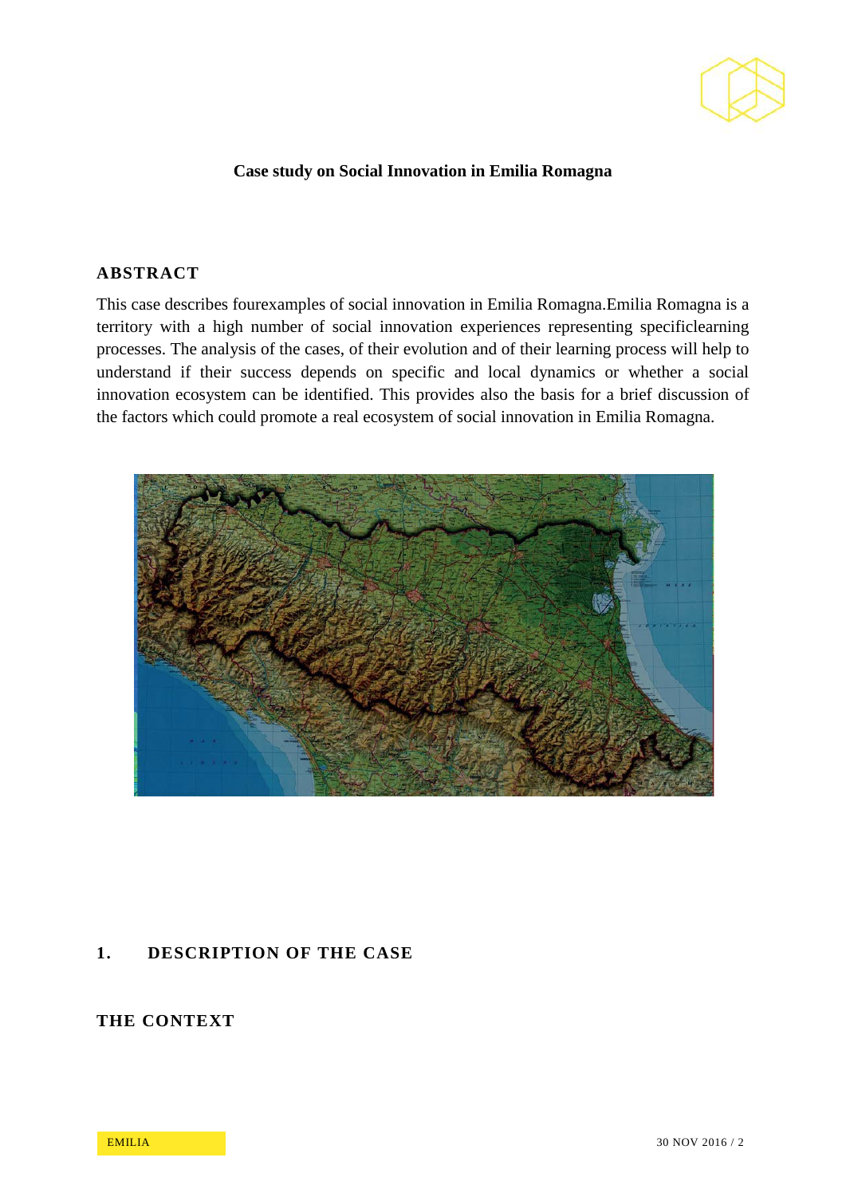**Case study on Social Innovation in Emilia Romagna**

## ABSTRACT

This case describes fourexamples of social innovation in Emilia Romagna.Emilia Romagna is a territory with a high number of social innovation experiences representing specificlearning processes. The analysis of the cases, of their evolution and of their learning process will help to understand if their success depends on specific and local dynamics or whether a social innovation ecosystem can be identified. This provides also the basis for a brief discussion of the factors which could promote a real ecosystem of social innovation in Emilia Romagna.

## 1. DESCRIPTION OF THE CASE

### THE CONTEXT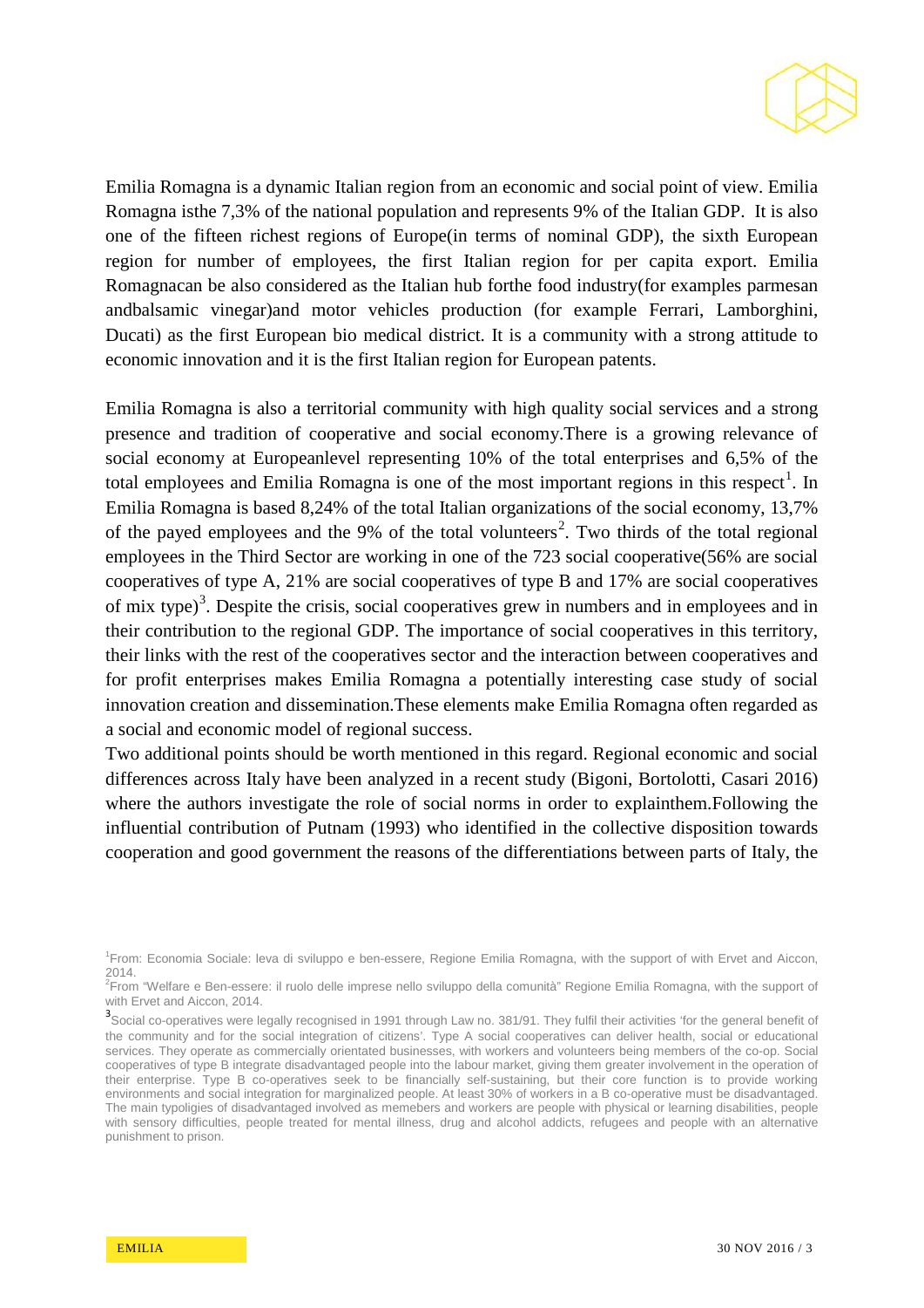Emilia Romagna is a dynamic Italian region from an economic and social point of view. Emilia Romagna isthe 7,3% of the national population and represents 9% of the Italian GDP. It is also one of the fifteen richest regions of Europe(in terms of nominal GDP), the sixth European region for number of employees, the first Italian region for per capita export. Emilia Romagnacan be also considered as the Italian hub forthe food industry(for examples parmesan andbalsamic vinegar)and motor vehicles production (for example Ferrari, Lamborghini, Ducati) as the first European bio medical district. It is a community with a strong attitude to economic innovation and it is the first Italian region for European patents.

Emilia Romagna is also a territorial community with high quality social services and a strong presence and tradition of cooperative and social economy.There is a growing relevance of social economy at Europeanlevel representing 10% of the total enterprises and 6,5% of the total employees and Emilia Romagna is one of the most important regions in this respect[1]. In Emilia Romagna is based 8,24% of the total Italian organizations of the social economy, 13,7% of the payed employees and the 9% of the total volunteers[2]. Two thirds of the total regional employees in the Third Sector are working in one of the 723 social cooperative(56% are social cooperatives of type A, 21% are social cooperatives of type B and 17% are social cooperatives of mix type)[3]. Despite the crisis, social cooperatives grew in numbers and in employees and in their contribution to the regional GDP. The importance of social cooperatives in this territory, their links with the rest of the cooperatives sector and the interaction between cooperatives and for profit enterprises makes Emilia Romagna a potentially interesting case study of social innovation creation and dissemination.These elements make Emilia Romagna often regarded as a social and economic model of regional success.

Two additional points should be worth mentioned in this regard. Regional economic and social differences across Italy have been analyzed in a recent study (Bigoni, Bortolotti, Casari 2016) where the authors investigate the role of social norms in order to explainthem.Following the influential contribution of Putnam (1993) who identified in the collective disposition towards cooperation and good government the reasons of the differentiations between parts of Italy, the

---

[1] From: Economia Sociale: leva di sviluppo e ben-essere, Regione Emilia Romagna, with the support of with Ervet and Aiccon, 2014.

[2] From "Welfare e Ben-essere: il ruolo delle imprese nello sviluppo della comunità" Regione Emilia Romagna, with the support of with Ervet and Aiccon, 2014.

[3] Social co-operatives were legally recognised in 1991 through Law no. 381/91. They fulfil their activities 'for the general benefit of the community and for the social integration of citizens'. Type A social cooperatives can deliver health, social or educational services. They operate as commercially orientated businesses, with workers and volunteers being members of the co-op. Social cooperatives of type B integrate disadvantaged people into the labour market, giving them greater involvement in the operation of their enterprise. Type B co-operatives seek to be financially self-sustaining, but their core function is to provide working environments and social integration for marginalized people. At least 30% of workers in a B co-operative must be disadvantaged. The main typoligies of disadvantaged involved as memebers and workers are people with physical or learning disabilities, people with sensory difficulties, people treated for mental illness, drug and alcohol addicts, refugees and people with an alternative punishment to prison.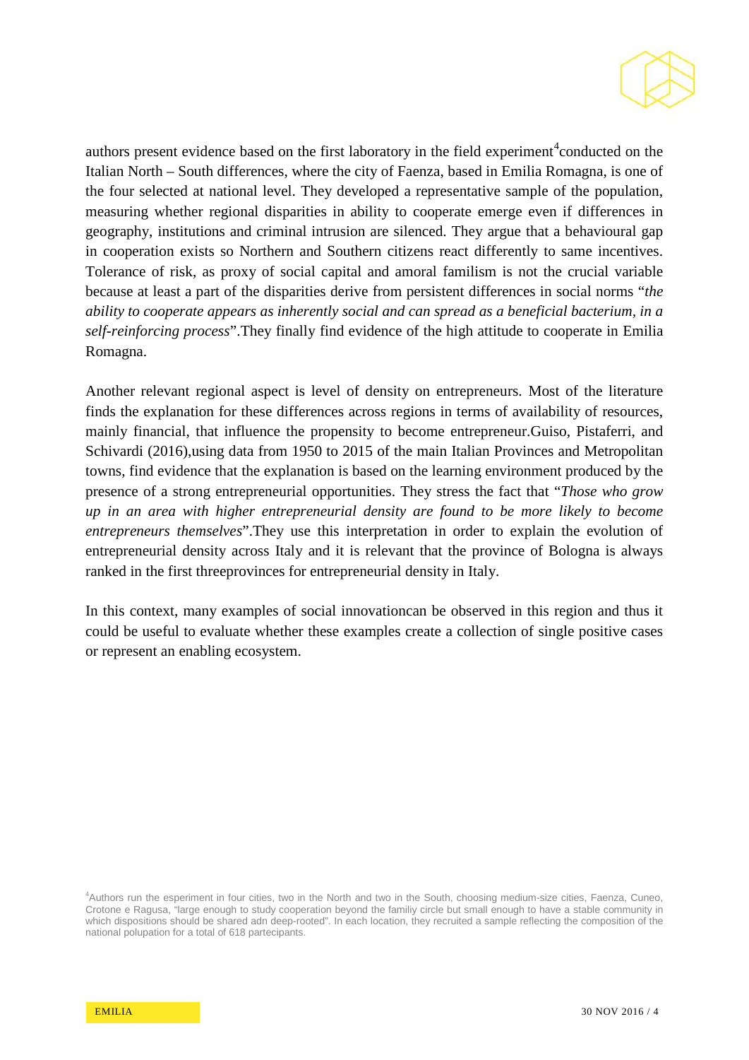authors present evidence based on the first laboratory in the field experiment[4]conducted on the Italian North – South differences, where the city of Faenza, based in Emilia Romagna, is one of the four selected at national level. They developed a representative sample of the population, measuring whether regional disparities in ability to cooperate emerge even if differences in geography, institutions and criminal intrusion are silenced. They argue that a behavioural gap in cooperation exists so Northern and Southern citizens react differently to same incentives. Tolerance of risk, as proxy of social capital and amoral familism is not the crucial variable because at least a part of the disparities derive from persistent differences in social norms "*the ability to cooperate appears as inherently social and can spread as a beneficial bacterium, in a self-reinforcing process*".They finally find evidence of the high attitude to cooperate in Emilia Romagna.

Another relevant regional aspect is level of density on entrepreneurs. Most of the literature finds the explanation for these differences across regions in terms of availability of resources, mainly financial, that influence the propensity to become entrepreneur.Guiso, Pistaferri, and Schivardi (2016),using data from 1950 to 2015 of the main Italian Provinces and Metropolitan towns, find evidence that the explanation is based on the learning environment produced by the presence of a strong entrepreneurial opportunities. They stress the fact that "*Those who grow up in an area with higher entrepreneurial density are found to be more likely to become entrepreneurs themselves*".They use this interpretation in order to explain the evolution of entrepreneurial density across Italy and it is relevant that the province of Bologna is always ranked in the first threeprovinces for entrepreneurial density in Italy.

In this context, many examples of social innovationcan be observed in this region and thus it could be useful to evaluate whether these examples create a collection of single positive cases or represent an enabling ecosystem.

[4]Authors run the esperiment in four cities, two in the North and two in the South, choosing medium-size cities, Faenza, Cuneo, Crotone e Ragusa, "large enough to study cooperation beyond the familiy circle but small enough to have a stable community in which dispositions should be shared adn deep-rooted". In each location, they recruited a sample reflecting the composition of the national polupation for a total of 618 partecipants.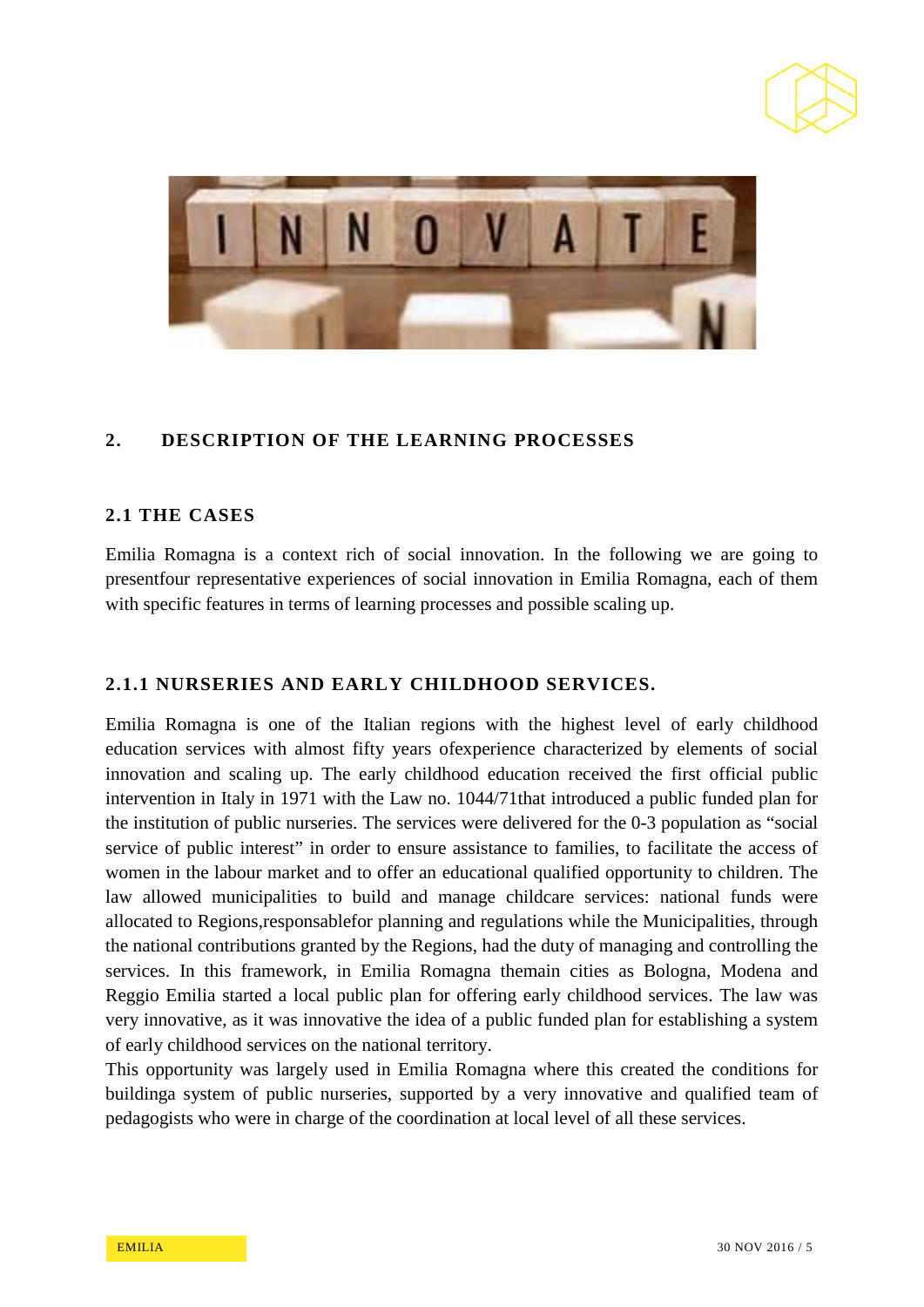## 2. DESCRIPTION OF THE LEARNING PROCESSES

### 2.1 THE CASES

Emilia Romagna is a context rich of social innovation. In the following we are going to presentfour representative experiences of social innovation in Emilia Romagna, each of them with specific features in terms of learning processes and possible scaling up.

#### 2.1.1 NURSERIES AND EARLY CHILDHOOD SERVICES.

Emilia Romagna is one of the Italian regions with the highest level of early childhood education services with almost fifty years ofexperience characterized by elements of social innovation and scaling up. The early childhood education received the first official public intervention in Italy in 1971 with the Law no. 1044/71that introduced a public funded plan for the institution of public nurseries. The services were delivered for the 0-3 population as "social service of public interest" in order to ensure assistance to families, to facilitate the access of women in the labour market and to offer an educational qualified opportunity to children. The law allowed municipalities to build and manage childcare services: national funds were allocated to Regions,responsablefor planning and regulations while the Municipalities, through the national contributions granted by the Regions, had the duty of managing and controlling the services. In this framework, in Emilia Romagna themain cities as Bologna, Modena and Reggio Emilia started a local public plan for offering early childhood services. The law was very innovative, as it was innovative the idea of a public funded plan for establishing a system of early childhood services on the national territory.

This opportunity was largely used in Emilia Romagna where this created the conditions for buildinga system of public nurseries, supported by a very innovative and qualified team of pedagogists who were in charge of the coordination at local level of all these services.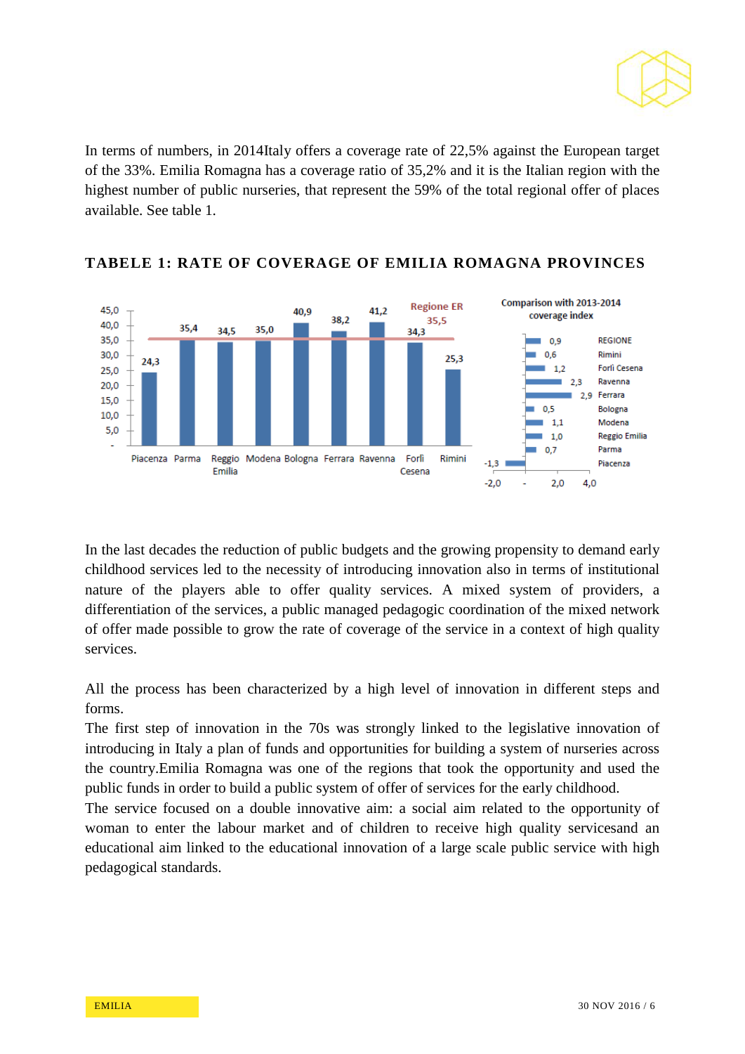In terms of numbers, in 2014Italy offers a coverage rate of 22,5% against the European target of the 33%. Emilia Romagna has a coverage ratio of 35,2% and it is the Italian region with the highest number of public nurseries, that represent the 59% of the total regional offer of places available. See table 1.

## TABELE 1: RATE OF COVERAGE OF EMILIA ROMAGNA PROVINCES

| Province | Rate of coverage |
|---|---|
| Piacenza | 24,3 |
| Parma | 35,4 |
| Reggio Emilia | 34,5 |
| Modena | 35,0 |
| Bologna | 40,9 |
| Ferrara | 38,2 |
| Ravenna | 41,2 |
| Forlì Cesena | 34,3 |
| Rimini | 25,3 |
| Regione ER | 35,5 |

Comparison with 2013-2014 coverage index

| Area | Change |
|---|---|
| REGIONE | 0,9 |
| Rimini | 0,6 |
| Forlì Cesena | 1,2 |
| Ravenna | 2,3 |
| Ferrara | 2,9 |
| Bologna | 0,5 |
| Modena | 1,1 |
| Reggio Emilia | 1,0 |
| Parma | 0,7 |
| Piacenza | -1,3 |

In the last decades the reduction of public budgets and the growing propensity to demand early childhood services led to the necessity of introducing innovation also in terms of institutional nature of the players able to offer quality services. A mixed system of providers, a differentiation of the services, a public managed pedagogic coordination of the mixed network of offer made possible to grow the rate of coverage of the service in a context of high quality services.

All the process has been characterized by a high level of innovation in different steps and forms.

The first step of innovation in the 70s was strongly linked to the legislative innovation of introducing in Italy a plan of funds and opportunities for building a system of nurseries across the country.Emilia Romagna was one of the regions that took the opportunity and used the public funds in order to build a public system of offer of services for the early childhood.

The service focused on a double innovative aim: a social aim related to the opportunity of woman to enter the labour market and of children to receive high quality servicesand an educational aim linked to the educational innovation of a large scale public service with high pedagogical standards.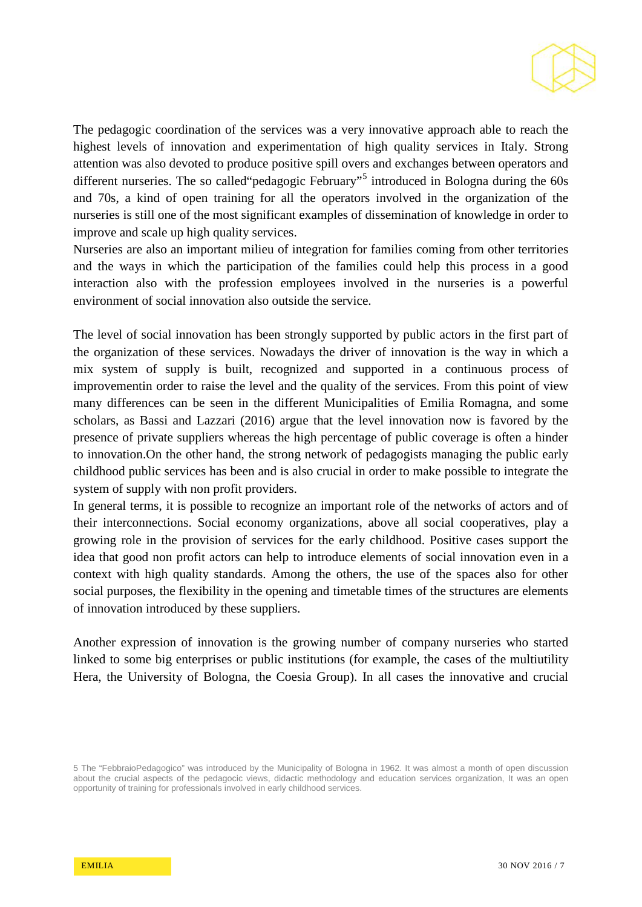The pedagogic coordination of the services was a very innovative approach able to reach the highest levels of innovation and experimentation of high quality services in Italy. Strong attention was also devoted to produce positive spill overs and exchanges between operators and different nurseries. The so called"pedagogic February"[5] introduced in Bologna during the 60s and 70s, a kind of open training for all the operators involved in the organization of the nurseries is still one of the most significant examples of dissemination of knowledge in order to improve and scale up high quality services.
Nurseries are also an important milieu of integration for families coming from other territories and the ways in which the participation of the families could help this process in a good interaction also with the profession employees involved in the nurseries is a powerful environment of social innovation also outside the service.

The level of social innovation has been strongly supported by public actors in the first part of the organization of these services. Nowadays the driver of innovation is the way in which a mix system of supply is built, recognized and supported in a continuous process of improvementin order to raise the level and the quality of the services. From this point of view many differences can be seen in the different Municipalities of Emilia Romagna, and some scholars, as Bassi and Lazzari (2016) argue that the level innovation now is favored by the presence of private suppliers whereas the high percentage of public coverage is often a hinder to innovation.On the other hand, the strong network of pedagogists managing the public early childhood public services has been and is also crucial in order to make possible to integrate the system of supply with non profit providers.
In general terms, it is possible to recognize an important role of the networks of actors and of their interconnections. Social economy organizations, above all social cooperatives, play a growing role in the provision of services for the early childhood. Positive cases support the idea that good non profit actors can help to introduce elements of social innovation even in a context with high quality standards. Among the others, the use of the spaces also for other social purposes, the flexibility in the opening and timetable times of the structures are elements of innovation introduced by these suppliers.

Another expression of innovation is the growing number of company nurseries who started linked to some big enterprises or public institutions (for example, the cases of the multiutility Hera, the University of Bologna, the Coesia Group). In all cases the innovative and crucial

[5] The "FebbraioPedagogico" was introduced by the Municipality of Bologna in 1962. It was almost a month of open discussion about the crucial aspects of the pedagocic views, didactic methodology and education services organization, It was an open opportunity of training for professionals involved in early childhood services.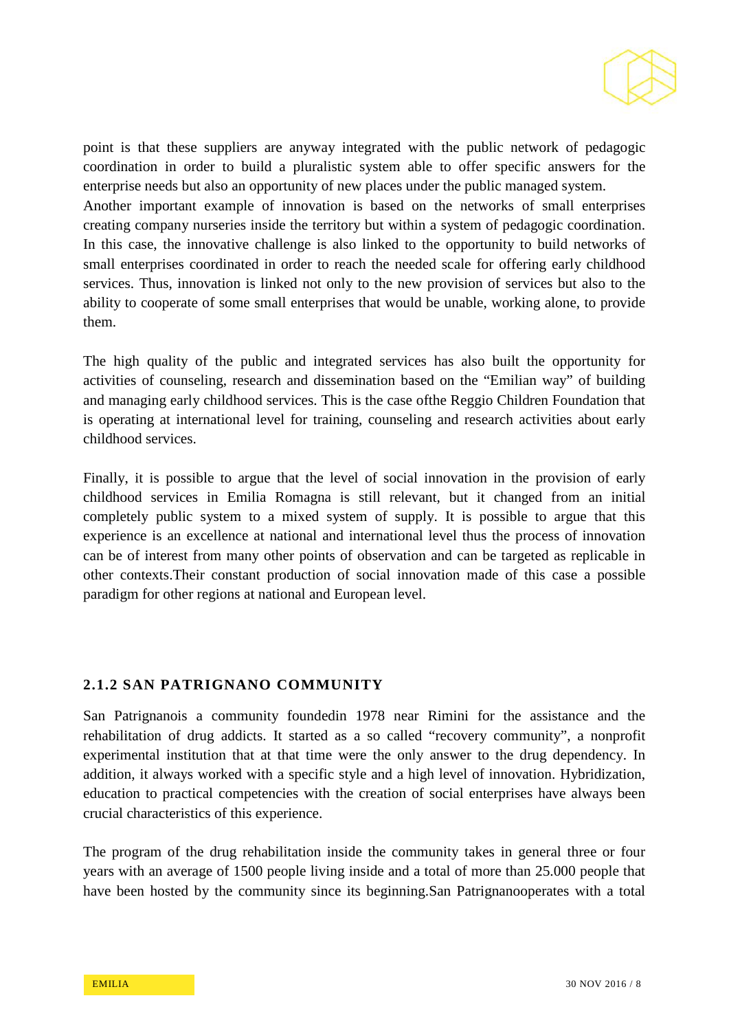point is that these suppliers are anyway integrated with the public network of pedagogic coordination in order to build a pluralistic system able to offer specific answers for the enterprise needs but also an opportunity of new places under the public managed system.
Another important example of innovation is based on the networks of small enterprises creating company nurseries inside the territory but within a system of pedagogic coordination. In this case, the innovative challenge is also linked to the opportunity to build networks of small enterprises coordinated in order to reach the needed scale for offering early childhood services. Thus, innovation is linked not only to the new provision of services but also to the ability to cooperate of some small enterprises that would be unable, working alone, to provide them.

The high quality of the public and integrated services has also built the opportunity for activities of counseling, research and dissemination based on the "Emilian way" of building and managing early childhood services. This is the case ofthe Reggio Children Foundation that is operating at international level for training, counseling and research activities about early childhood services.

Finally, it is possible to argue that the level of social innovation in the provision of early childhood services in Emilia Romagna is still relevant, but it changed from an initial completely public system to a mixed system of supply. It is possible to argue that this experience is an excellence at national and international level thus the process of innovation can be of interest from many other points of observation and can be targeted as replicable in other contexts.Their constant production of social innovation made of this case a possible paradigm for other regions at national and European level.

### 2.1.2 SAN PATRIGNANO COMMUNITY

San Patrignanois a community foundedin 1978 near Rimini for the assistance and the rehabilitation of drug addicts. It started as a so called "recovery community", a nonprofit experimental institution that at that time were the only answer to the drug dependency. In addition, it always worked with a specific style and a high level of innovation. Hybridization, education to practical competencies with the creation of social enterprises have always been crucial characteristics of this experience.

The program of the drug rehabilitation inside the community takes in general three or four years with an average of 1500 people living inside and a total of more than 25.000 people that have been hosted by the community since its beginning.San Patrignanooperates with a total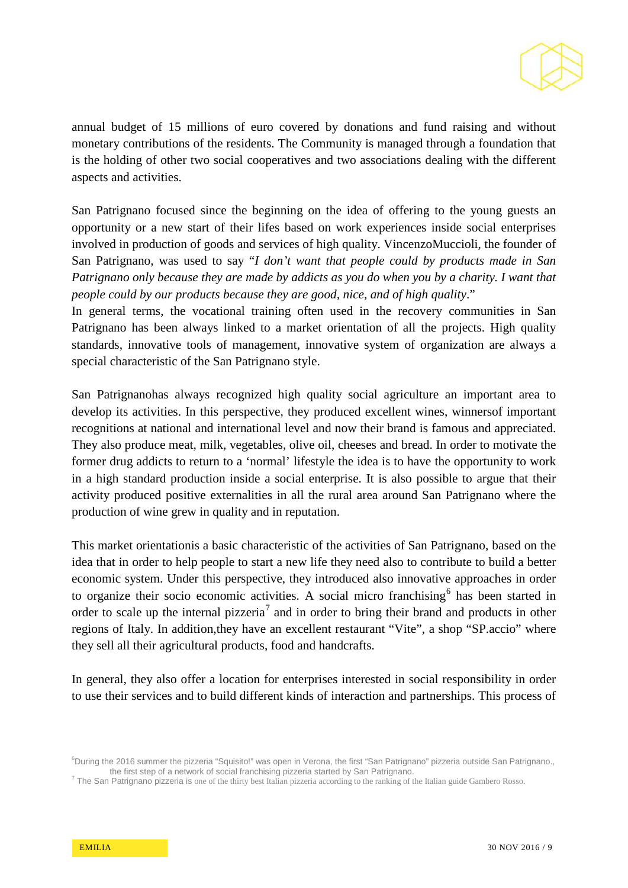annual budget of 15 millions of euro covered by donations and fund raising and without monetary contributions of the residents. The Community is managed through a foundation that is the holding of other two social cooperatives and two associations dealing with the different aspects and activities.

San Patrignano focused since the beginning on the idea of offering to the young guests an opportunity or a new start of their lifes based on work experiences inside social enterprises involved in production of goods and services of high quality. VincenzoMuccioli, the founder of San Patrignano, was used to say "*I don't want that people could by products made in San Patrignano only because they are made by addicts as you do when you by a charity. I want that people could by our products because they are good, nice, and of high quality*."

In general terms, the vocational training often used in the recovery communities in San Patrignano has been always linked to a market orientation of all the projects. High quality standards, innovative tools of management, innovative system of organization are always a special characteristic of the San Patrignano style.

San Patrignanohas always recognized high quality social agriculture an important area to develop its activities. In this perspective, they produced excellent wines, winnersof important recognitions at national and international level and now their brand is famous and appreciated. They also produce meat, milk, vegetables, olive oil, cheeses and bread. In order to motivate the former drug addicts to return to a 'normal' lifestyle the idea is to have the opportunity to work in a high standard production inside a social enterprise. It is also possible to argue that their activity produced positive externalities in all the rural area around San Patrignano where the production of wine grew in quality and in reputation.

This market orientationis a basic characteristic of the activities of San Patrignano, based on the idea that in order to help people to start a new life they need also to contribute to build a better economic system. Under this perspective, they introduced also innovative approaches in order to organize their socio economic activities. A social micro franchising[6] has been started in order to scale up the internal pizzeria[7] and in order to bring their brand and products in other regions of Italy. In addition,they have an excellent restaurant "Vite", a shop "SP.accio" where they sell all their agricultural products, food and handcrafts.

In general, they also offer a location for enterprises interested in social responsibility in order to use their services and to build different kinds of interaction and partnerships. This process of

[6]During the 2016 summer the pizzeria "Squisito!" was open in Verona, the first "San Patrignano" pizzeria outside San Patrignano., the first step of a network of social franchising pizzeria started by San Patrignano.

[7] The San Patrignano pizzeria is one of the thirty best Italian pizzeria according to the ranking of the Italian guide Gambero Rosso.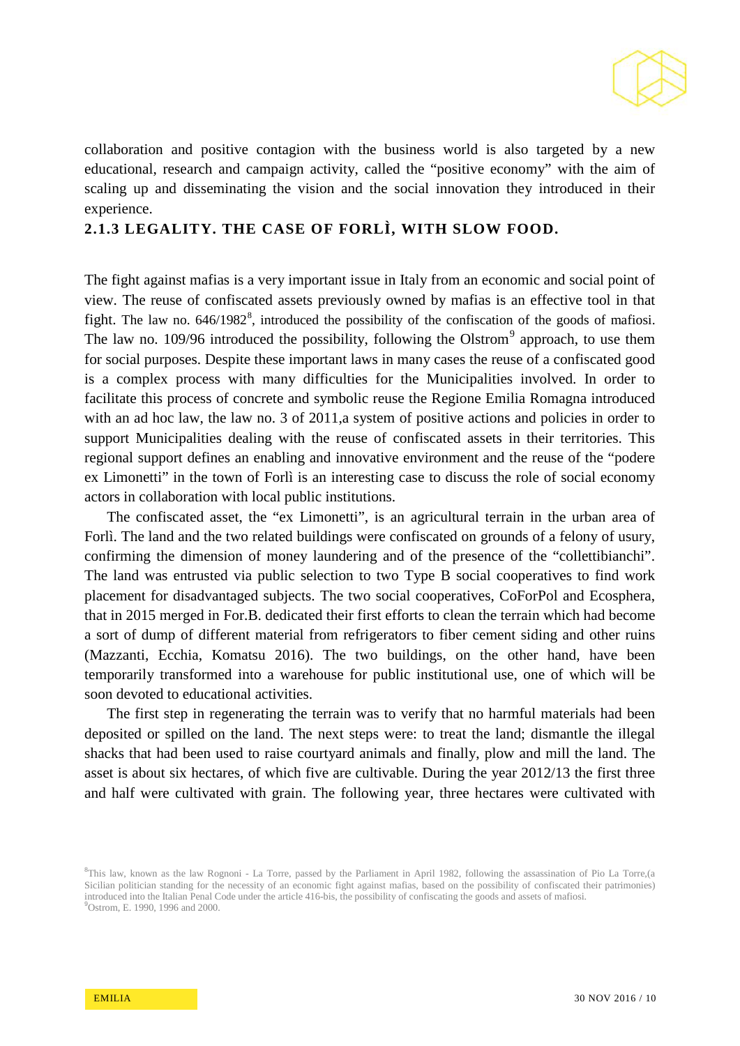collaboration and positive contagion with the business world is also targeted by a new educational, research and campaign activity, called the "positive economy" with the aim of scaling up and disseminating the vision and the social innovation they introduced in their experience.

### 2.1.3 LEGALITY. THE CASE OF FORLÌ, WITH SLOW FOOD.

The fight against mafias is a very important issue in Italy from an economic and social point of view. The reuse of confiscated assets previously owned by mafias is an effective tool in that fight. The law no. 646/1982[8], introduced the possibility of the confiscation of the goods of mafiosi. The law no. 109/96 introduced the possibility, following the Olstrom[9] approach, to use them for social purposes. Despite these important laws in many cases the reuse of a confiscated good is a complex process with many difficulties for the Municipalities involved. In order to facilitate this process of concrete and symbolic reuse the Regione Emilia Romagna introduced with an ad hoc law, the law no. 3 of 2011,a system of positive actions and policies in order to support Municipalities dealing with the reuse of confiscated assets in their territories. This regional support defines an enabling and innovative environment and the reuse of the "podere ex Limonetti" in the town of Forlì is an interesting case to discuss the role of social economy actors in collaboration with local public institutions.

The confiscated asset, the "ex Limonetti", is an agricultural terrain in the urban area of Forlì. The land and the two related buildings were confiscated on grounds of a felony of usury, confirming the dimension of money laundering and of the presence of the "collettibianchi". The land was entrusted via public selection to two Type B social cooperatives to find work placement for disadvantaged subjects. The two social cooperatives, CoForPol and Ecosphera, that in 2015 merged in For.B. dedicated their first efforts to clean the terrain which had become a sort of dump of different material from refrigerators to fiber cement siding and other ruins (Mazzanti, Ecchia, Komatsu 2016). The two buildings, on the other hand, have been temporarily transformed into a warehouse for public institutional use, one of which will be soon devoted to educational activities.

The first step in regenerating the terrain was to verify that no harmful materials had been deposited or spilled on the land. The next steps were: to treat the land; dismantle the illegal shacks that had been used to raise courtyard animals and finally, plow and mill the land. The asset is about six hectares, of which five are cultivable. During the year 2012/13 the first three and half were cultivated with grain. The following year, three hectares were cultivated with

[8]This law, known as the law Rognoni - La Torre, passed by the Parliament in April 1982, following the assassination of Pio La Torre,(a Sicilian politician standing for the necessity of an economic fight against mafias, based on the possibility of confiscated their patrimonies) introduced into the Italian Penal Code under the article 416-bis, the possibility of confiscating the goods and assets of mafiosi.

[9]Ostrom, E. 1990, 1996 and 2000.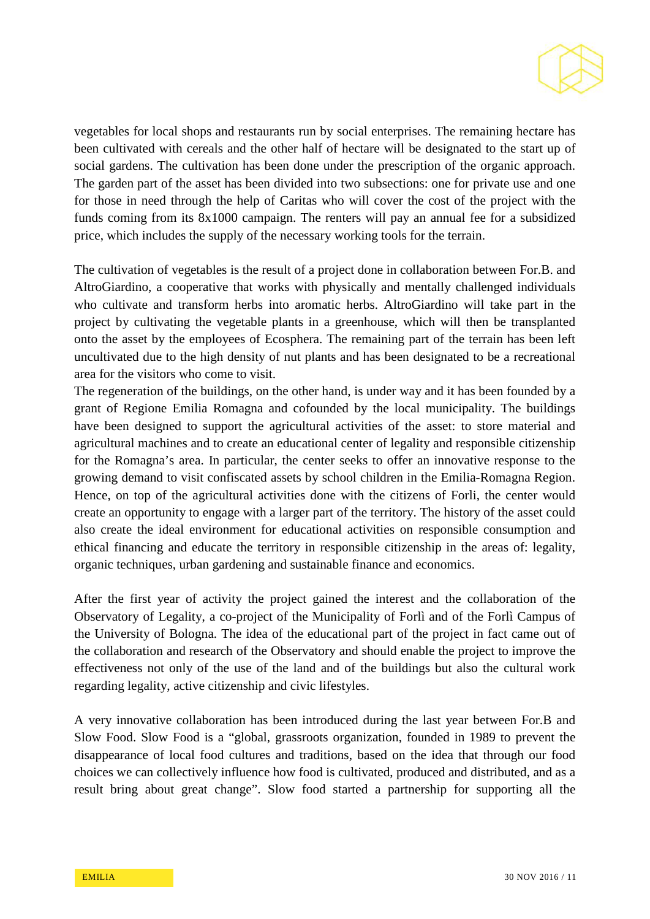vegetables for local shops and restaurants run by social enterprises. The remaining hectare has been cultivated with cereals and the other half of hectare will be designated to the start up of social gardens. The cultivation has been done under the prescription of the organic approach. The garden part of the asset has been divided into two subsections: one for private use and one for those in need through the help of Caritas who will cover the cost of the project with the funds coming from its 8x1000 campaign. The renters will pay an annual fee for a subsidized price, which includes the supply of the necessary working tools for the terrain.

The cultivation of vegetables is the result of a project done in collaboration between For.B. and AltroGiardino, a cooperative that works with physically and mentally challenged individuals who cultivate and transform herbs into aromatic herbs. AltroGiardino will take part in the project by cultivating the vegetable plants in a greenhouse, which will then be transplanted onto the asset by the employees of Ecosphera. The remaining part of the terrain has been left uncultivated due to the high density of nut plants and has been designated to be a recreational area for the visitors who come to visit.
The regeneration of the buildings, on the other hand, is under way and it has been founded by a grant of Regione Emilia Romagna and cofounded by the local municipality. The buildings have been designed to support the agricultural activities of the asset: to store material and agricultural machines and to create an educational center of legality and responsible citizenship for the Romagna's area. In particular, the center seeks to offer an innovative response to the growing demand to visit confiscated assets by school children in the Emilia-Romagna Region. Hence, on top of the agricultural activities done with the citizens of Forli, the center would create an opportunity to engage with a larger part of the territory. The history of the asset could also create the ideal environment for educational activities on responsible consumption and ethical financing and educate the territory in responsible citizenship in the areas of: legality, organic techniques, urban gardening and sustainable finance and economics.

After the first year of activity the project gained the interest and the collaboration of the Observatory of Legality, a co-project of the Municipality of Forlì and of the Forlì Campus of the University of Bologna. The idea of the educational part of the project in fact came out of the collaboration and research of the Observatory and should enable the project to improve the effectiveness not only of the use of the land and of the buildings but also the cultural work regarding legality, active citizenship and civic lifestyles.

A very innovative collaboration has been introduced during the last year between For.B and Slow Food. Slow Food is a "global, grassroots organization, founded in 1989 to prevent the disappearance of local food cultures and traditions, based on the idea that through our food choices we can collectively influence how food is cultivated, produced and distributed, and as a result bring about great change". Slow food started a partnership for supporting all the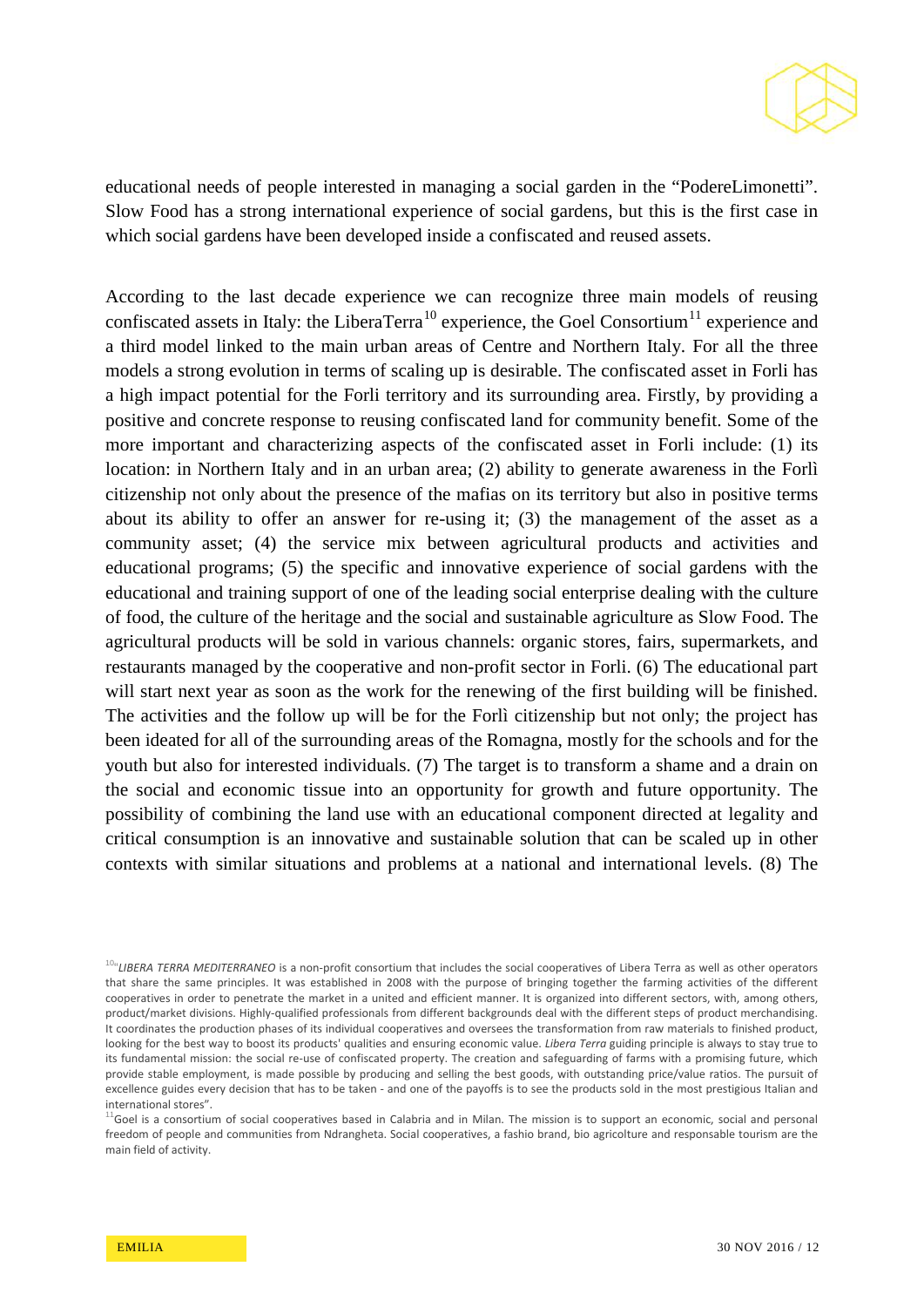educational needs of people interested in managing a social garden in the "PodereLimonetti". Slow Food has a strong international experience of social gardens, but this is the first case in which social gardens have been developed inside a confiscated and reused assets.

According to the last decade experience we can recognize three main models of reusing confiscated assets in Italy: the LiberaTerra[10] experience, the Goel Consortium[11] experience and a third model linked to the main urban areas of Centre and Northern Italy. For all the three models a strong evolution in terms of scaling up is desirable. The confiscated asset in Forli has a high impact potential for the Forli territory and its surrounding area. Firstly, by providing a positive and concrete response to reusing confiscated land for community benefit. Some of the more important and characterizing aspects of the confiscated asset in Forli include: (1) its location: in Northern Italy and in an urban area; (2) ability to generate awareness in the Forlì citizenship not only about the presence of the mafias on its territory but also in positive terms about its ability to offer an answer for re-using it; (3) the management of the asset as a community asset; (4) the service mix between agricultural products and activities and educational programs; (5) the specific and innovative experience of social gardens with the educational and training support of one of the leading social enterprise dealing with the culture of food, the culture of the heritage and the social and sustainable agriculture as Slow Food. The agricultural products will be sold in various channels: organic stores, fairs, supermarkets, and restaurants managed by the cooperative and non-profit sector in Forli. (6) The educational part will start next year as soon as the work for the renewing of the first building will be finished. The activities and the follow up will be for the Forlì citizenship but not only; the project has been ideated for all of the surrounding areas of the Romagna, mostly for the schools and for the youth but also for interested individuals. (7) The target is to transform a shame and a drain on the social and economic tissue into an opportunity for growth and future opportunity. The possibility of combining the land use with an educational component directed at legality and critical consumption is an innovative and sustainable solution that can be scaled up in other contexts with similar situations and problems at a national and international levels. (8) The

---

[10] "*LIBERA TERRA MEDITERRANEO* is a non-profit consortium that includes the social cooperatives of Libera Terra as well as other operators that share the same principles. It was established in 2008 with the purpose of bringing together the farming activities of the different cooperatives in order to penetrate the market in a united and efficient manner. It is organized into different sectors, with, among others, product/market divisions. Highly-qualified professionals from different backgrounds deal with the different steps of product merchandising. It coordinates the production phases of its individual cooperatives and oversees the transformation from raw materials to finished product, looking for the best way to boost its products' qualities and ensuring economic value. *Libera Terra* guiding principle is always to stay true to its fundamental mission: the social re-use of confiscated property. The creation and safeguarding of farms with a promising future, which provide stable employment, is made possible by producing and selling the best goods, with outstanding price/value ratios. The pursuit of excellence guides every decision that has to be taken - and one of the payoffs is to see the products sold in the most prestigious Italian and international stores".

[11] Goel is a consortium of social cooperatives based in Calabria and in Milan. The mission is to support an economic, social and personal freedom of people and communities from Ndrangheta. Social cooperatives, a fashio brand, bio agricolture and responsable tourism are the main field of activity.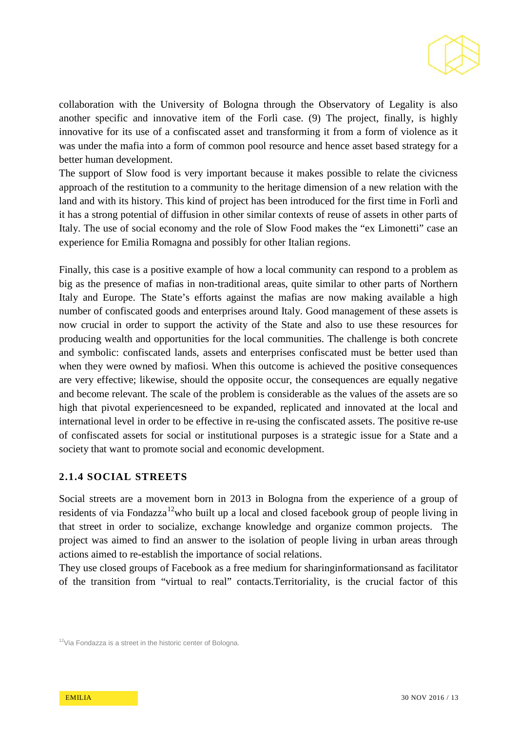collaboration with the University of Bologna through the Observatory of Legality is also another specific and innovative item of the Forlì case. (9) The project, finally, is highly innovative for its use of a confiscated asset and transforming it from a form of violence as it was under the mafia into a form of common pool resource and hence asset based strategy for a better human development.

The support of Slow food is very important because it makes possible to relate the civicness approach of the restitution to a community to the heritage dimension of a new relation with the land and with its history. This kind of project has been introduced for the first time in Forlì and it has a strong potential of diffusion in other similar contexts of reuse of assets in other parts of Italy. The use of social economy and the role of Slow Food makes the "ex Limonetti" case an experience for Emilia Romagna and possibly for other Italian regions.

Finally, this case is a positive example of how a local community can respond to a problem as big as the presence of mafias in non-traditional areas, quite similar to other parts of Northern Italy and Europe. The State's efforts against the mafias are now making available a high number of confiscated goods and enterprises around Italy. Good management of these assets is now crucial in order to support the activity of the State and also to use these resources for producing wealth and opportunities for the local communities. The challenge is both concrete and symbolic: confiscated lands, assets and enterprises confiscated must be better used than when they were owned by mafiosi. When this outcome is achieved the positive consequences are very effective; likewise, should the opposite occur, the consequences are equally negative and become relevant. The scale of the problem is considerable as the values of the assets are so high that pivotal experiencesneed to be expanded, replicated and innovated at the local and international level in order to be effective in re-using the confiscated assets. The positive re-use of confiscated assets for social or institutional purposes is a strategic issue for a State and a society that want to promote social and economic development.

### 2.1.4 SOCIAL STREETS

Social streets are a movement born in 2013 in Bologna from the experience of a group of residents of via Fondazza[12]who built up a local and closed facebook group of people living in that street in order to socialize, exchange knowledge and organize common projects. The project was aimed to find an answer to the isolation of people living in urban areas through actions aimed to re-establish the importance of social relations.

They use closed groups of Facebook as a free medium for sharinginformationsand as facilitator of the transition from "virtual to real" contacts.Territoriality, is the crucial factor of this

[12]Via Fondazza is a street in the historic center of Bologna.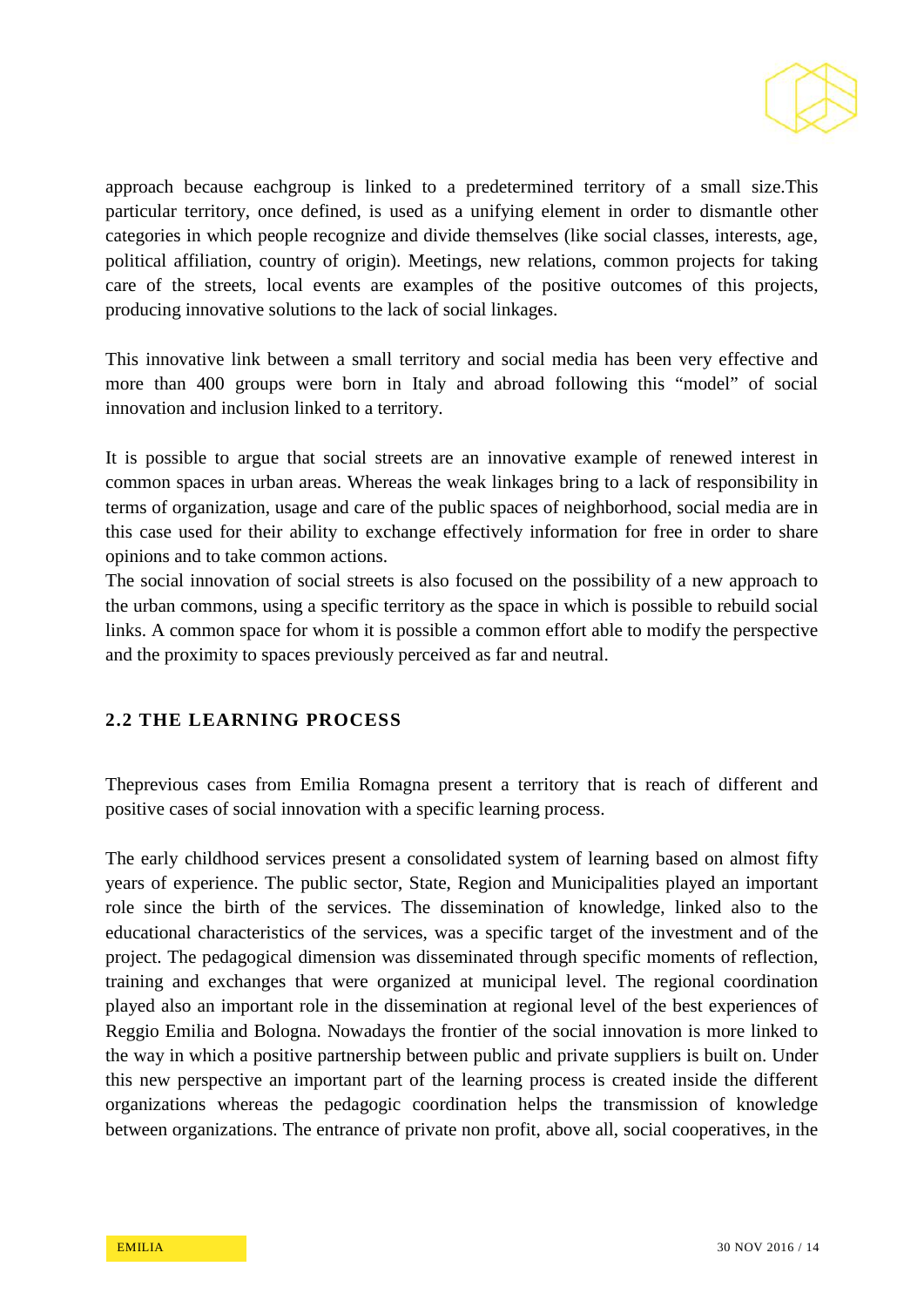approach because eachgroup is linked to a predetermined territory of a small size.This particular territory, once defined, is used as a unifying element in order to dismantle other categories in which people recognize and divide themselves (like social classes, interests, age, political affiliation, country of origin). Meetings, new relations, common projects for taking care of the streets, local events are examples of the positive outcomes of this projects, producing innovative solutions to the lack of social linkages.

This innovative link between a small territory and social media has been very effective and more than 400 groups were born in Italy and abroad following this "model" of social innovation and inclusion linked to a territory.

It is possible to argue that social streets are an innovative example of renewed interest in common spaces in urban areas. Whereas the weak linkages bring to a lack of responsibility in terms of organization, usage and care of the public spaces of neighborhood, social media are in this case used for their ability to exchange effectively information for free in order to share opinions and to take common actions.
The social innovation of social streets is also focused on the possibility of a new approach to the urban commons, using a specific territory as the space in which is possible to rebuild social links. A common space for whom it is possible a common effort able to modify the perspective and the proximity to spaces previously perceived as far and neutral.

## 2.2 THE LEARNING PROCESS

Theprevious cases from Emilia Romagna present a territory that is reach of different and positive cases of social innovation with a specific learning process.

The early childhood services present a consolidated system of learning based on almost fifty years of experience. The public sector, State, Region and Municipalities played an important role since the birth of the services. The dissemination of knowledge, linked also to the educational characteristics of the services, was a specific target of the investment and of the project. The pedagogical dimension was disseminated through specific moments of reflection, training and exchanges that were organized at municipal level. The regional coordination played also an important role in the dissemination at regional level of the best experiences of Reggio Emilia and Bologna. Nowadays the frontier of the social innovation is more linked to the way in which a positive partnership between public and private suppliers is built on. Under this new perspective an important part of the learning process is created inside the different organizations whereas the pedagogic coordination helps the transmission of knowledge between organizations. The entrance of private non profit, above all, social cooperatives, in the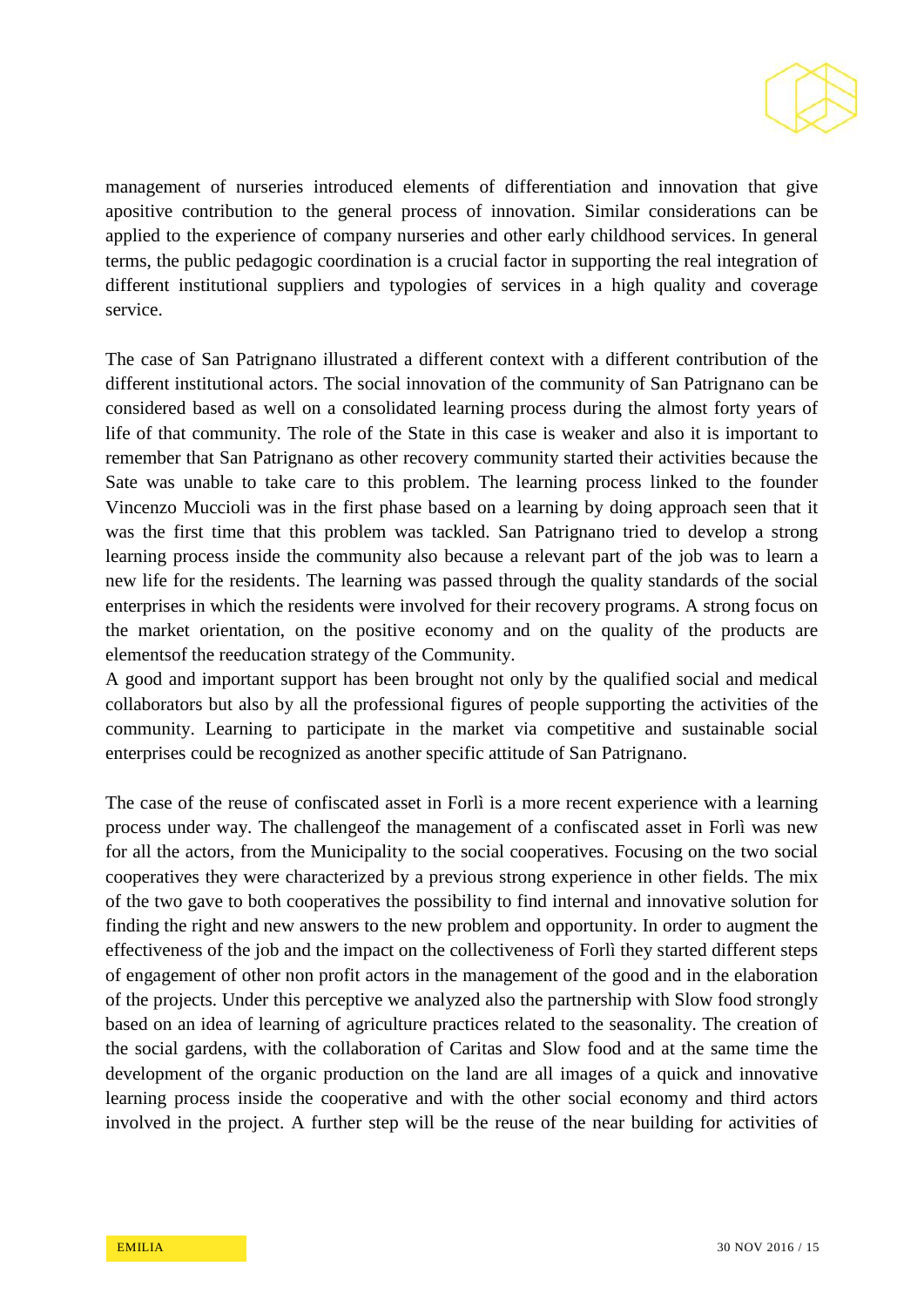management of nurseries introduced elements of differentiation and innovation that give apositive contribution to the general process of innovation. Similar considerations can be applied to the experience of company nurseries and other early childhood services. In general terms, the public pedagogic coordination is a crucial factor in supporting the real integration of different institutional suppliers and typologies of services in a high quality and coverage service.

The case of San Patrignano illustrated a different context with a different contribution of the different institutional actors. The social innovation of the community of San Patrignano can be considered based as well on a consolidated learning process during the almost forty years of life of that community. The role of the State in this case is weaker and also it is important to remember that San Patrignano as other recovery community started their activities because the Sate was unable to take care to this problem. The learning process linked to the founder Vincenzo Muccioli was in the first phase based on a learning by doing approach seen that it was the first time that this problem was tackled. San Patrignano tried to develop a strong learning process inside the community also because a relevant part of the job was to learn a new life for the residents. The learning was passed through the quality standards of the social enterprises in which the residents were involved for their recovery programs. A strong focus on the market orientation, on the positive economy and on the quality of the products are elementsof the reeducation strategy of the Community.

A good and important support has been brought not only by the qualified social and medical collaborators but also by all the professional figures of people supporting the activities of the community. Learning to participate in the market via competitive and sustainable social enterprises could be recognized as another specific attitude of San Patrignano.

The case of the reuse of confiscated asset in Forlì is a more recent experience with a learning process under way. The challengeof the management of a confiscated asset in Forlì was new for all the actors, from the Municipality to the social cooperatives. Focusing on the two social cooperatives they were characterized by a previous strong experience in other fields. The mix of the two gave to both cooperatives the possibility to find internal and innovative solution for finding the right and new answers to the new problem and opportunity. In order to augment the effectiveness of the job and the impact on the collectiveness of Forlì they started different steps of engagement of other non profit actors in the management of the good and in the elaboration of the projects. Under this perceptive we analyzed also the partnership with Slow food strongly based on an idea of learning of agriculture practices related to the seasonality. The creation of the social gardens, with the collaboration of Caritas and Slow food and at the same time the development of the organic production on the land are all images of a quick and innovative learning process inside the cooperative and with the other social economy and third actors involved in the project. A further step will be the reuse of the near building for activities of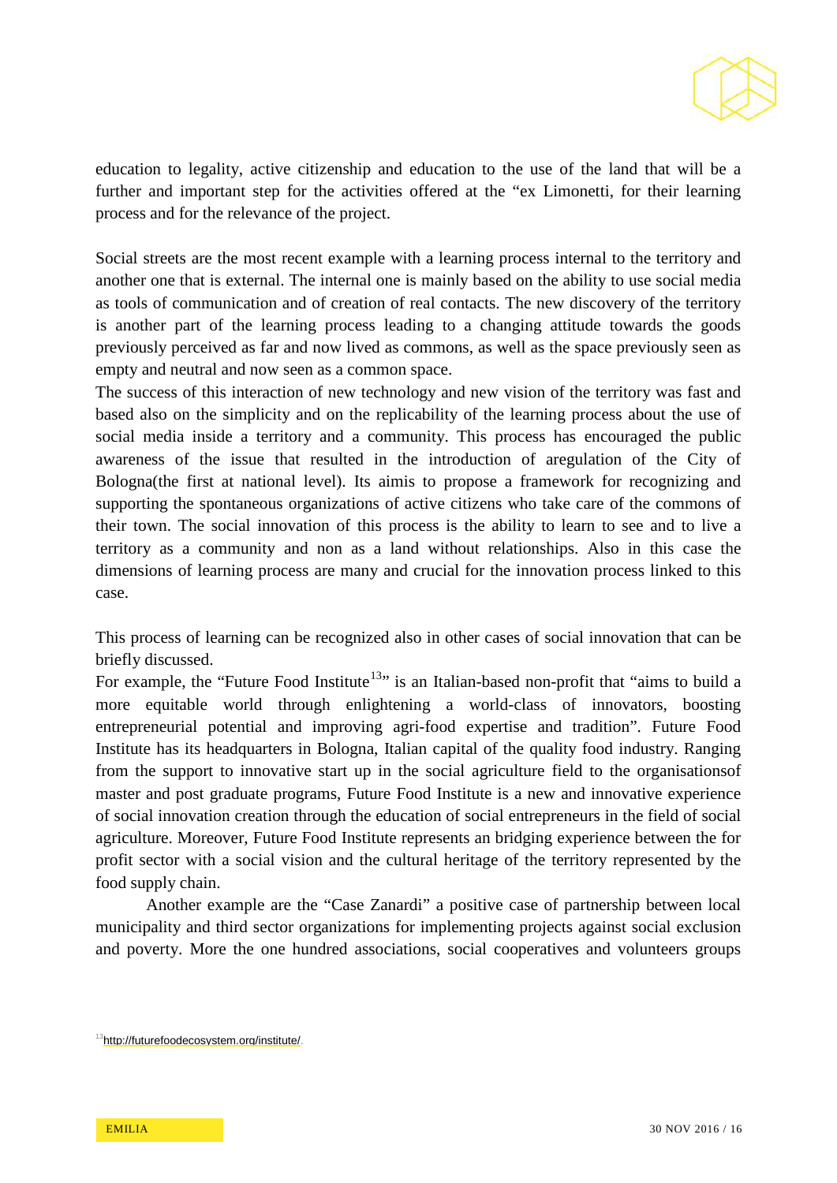education to legality, active citizenship and education to the use of the land that will be a further and important step for the activities offered at the "ex Limonetti, for their learning process and for the relevance of the project.

Social streets are the most recent example with a learning process internal to the territory and another one that is external. The internal one is mainly based on the ability to use social media as tools of communication and of creation of real contacts. The new discovery of the territory is another part of the learning process leading to a changing attitude towards the goods previously perceived as far and now lived as commons, as well as the space previously seen as empty and neutral and now seen as a common space.

The success of this interaction of new technology and new vision of the territory was fast and based also on the simplicity and on the replicability of the learning process about the use of social media inside a territory and a community. This process has encouraged the public awareness of the issue that resulted in the introduction of aregulation of the City of Bologna(the first at national level). Its aimis to propose a framework for recognizing and supporting the spontaneous organizations of active citizens who take care of the commons of their town. The social innovation of this process is the ability to learn to see and to live a territory as a community and non as a land without relationships. Also in this case the dimensions of learning process are many and crucial for the innovation process linked to this case.

This process of learning can be recognized also in other cases of social innovation that can be briefly discussed.

For example, the "Future Food Institute[13]" is an Italian-based non-profit that "aims to build a more equitable world through enlightening a world-class of innovators, boosting entrepreneurial potential and improving agri-food expertise and tradition". Future Food Institute has its headquarters in Bologna, Italian capital of the quality food industry. Ranging from the support to innovative start up in the social agriculture field to the organisationsof master and post graduate programs, Future Food Institute is a new and innovative experience of social innovation creation through the education of social entrepreneurs in the field of social agriculture. Moreover, Future Food Institute represents an bridging experience between the for profit sector with a social vision and the cultural heritage of the territory represented by the food supply chain.

Another example are the "Case Zanardi" a positive case of partnership between local municipality and third sector organizations for implementing projects against social exclusion and poverty. More the one hundred associations, social cooperatives and volunteers groups

[13] http://futurefoodecosystem.org/institute/.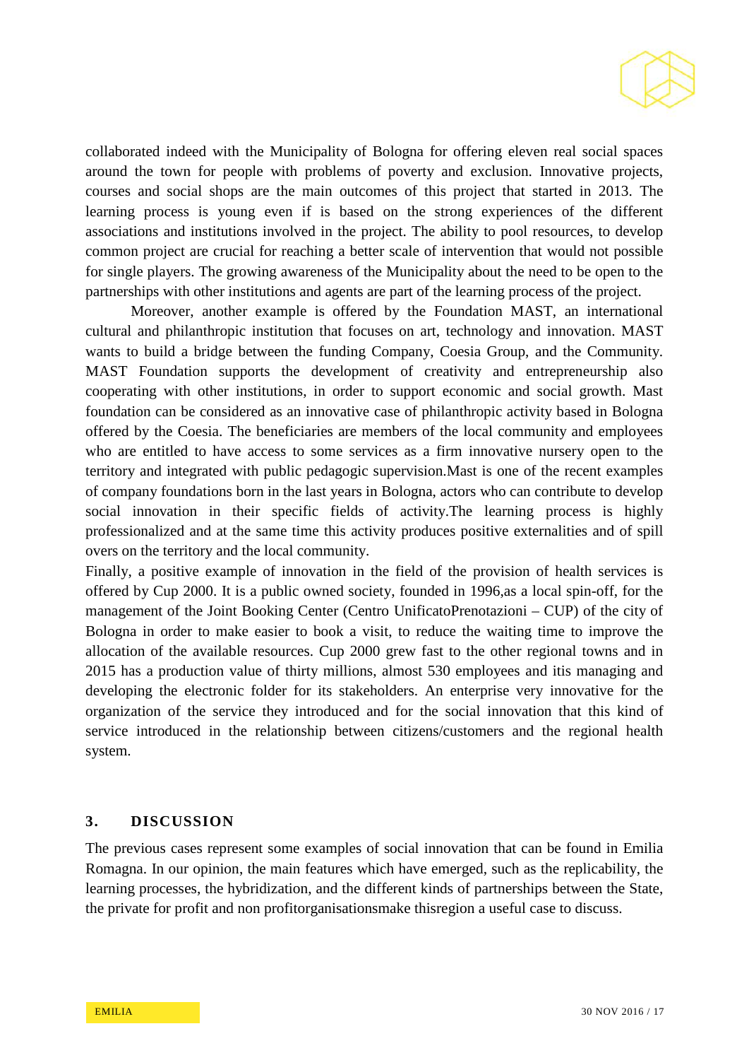collaborated indeed with the Municipality of Bologna for offering eleven real social spaces around the town for people with problems of poverty and exclusion. Innovative projects, courses and social shops are the main outcomes of this project that started in 2013. The learning process is young even if is based on the strong experiences of the different associations and institutions involved in the project. The ability to pool resources, to develop common project are crucial for reaching a better scale of intervention that would not possible for single players. The growing awareness of the Municipality about the need to be open to the partnerships with other institutions and agents are part of the learning process of the project.

Moreover, another example is offered by the Foundation MAST, an international cultural and philanthropic institution that focuses on art, technology and innovation. MAST wants to build a bridge between the funding Company, Coesia Group, and the Community. MAST Foundation supports the development of creativity and entrepreneurship also cooperating with other institutions, in order to support economic and social growth. Mast foundation can be considered as an innovative case of philanthropic activity based in Bologna offered by the Coesia. The beneficiaries are members of the local community and employees who are entitled to have access to some services as a firm innovative nursery open to the territory and integrated with public pedagogic supervision.Mast is one of the recent examples of company foundations born in the last years in Bologna, actors who can contribute to develop social innovation in their specific fields of activity.The learning process is highly professionalized and at the same time this activity produces positive externalities and of spill overs on the territory and the local community.

Finally, a positive example of innovation in the field of the provision of health services is offered by Cup 2000. It is a public owned society, founded in 1996,as a local spin-off, for the management of the Joint Booking Center (Centro UnificatoPrenotazioni – CUP) of the city of Bologna in order to make easier to book a visit, to reduce the waiting time to improve the allocation of the available resources. Cup 2000 grew fast to the other regional towns and in 2015 has a production value of thirty millions, almost 530 employees and itis managing and developing the electronic folder for its stakeholders. An enterprise very innovative for the organization of the service they introduced and for the social innovation that this kind of service introduced in the relationship between citizens/customers and the regional health system.

## 3. DISCUSSION

The previous cases represent some examples of social innovation that can be found in Emilia Romagna. In our opinion, the main features which have emerged, such as the replicability, the learning processes, the hybridization, and the different kinds of partnerships between the State, the private for profit and non profitorganisationsmake thisregion a useful case to discuss.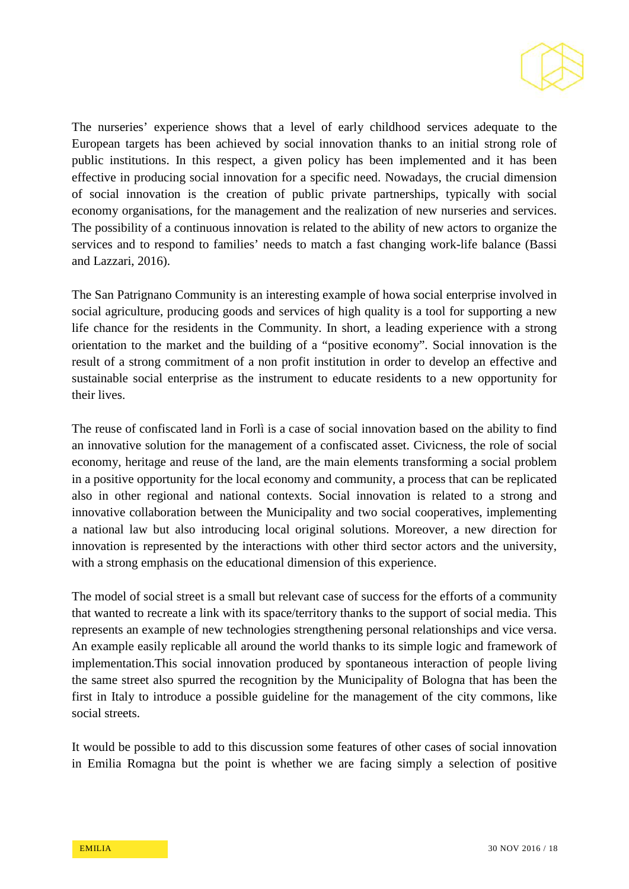The nurseries' experience shows that a level of early childhood services adequate to the European targets has been achieved by social innovation thanks to an initial strong role of public institutions. In this respect, a given policy has been implemented and it has been effective in producing social innovation for a specific need. Nowadays, the crucial dimension of social innovation is the creation of public private partnerships, typically with social economy organisations, for the management and the realization of new nurseries and services. The possibility of a continuous innovation is related to the ability of new actors to organize the services and to respond to families' needs to match a fast changing work-life balance (Bassi and Lazzari, 2016).

The San Patrignano Community is an interesting example of howa social enterprise involved in social agriculture, producing goods and services of high quality is a tool for supporting a new life chance for the residents in the Community. In short, a leading experience with a strong orientation to the market and the building of a "positive economy". Social innovation is the result of a strong commitment of a non profit institution in order to develop an effective and sustainable social enterprise as the instrument to educate residents to a new opportunity for their lives.

The reuse of confiscated land in Forlì is a case of social innovation based on the ability to find an innovative solution for the management of a confiscated asset. Civicness, the role of social economy, heritage and reuse of the land, are the main elements transforming a social problem in a positive opportunity for the local economy and community, a process that can be replicated also in other regional and national contexts. Social innovation is related to a strong and innovative collaboration between the Municipality and two social cooperatives, implementing a national law but also introducing local original solutions. Moreover, a new direction for innovation is represented by the interactions with other third sector actors and the university, with a strong emphasis on the educational dimension of this experience.

The model of social street is a small but relevant case of success for the efforts of a community that wanted to recreate a link with its space/territory thanks to the support of social media. This represents an example of new technologies strengthening personal relationships and vice versa. An example easily replicable all around the world thanks to its simple logic and framework of implementation.This social innovation produced by spontaneous interaction of people living the same street also spurred the recognition by the Municipality of Bologna that has been the first in Italy to introduce a possible guideline for the management of the city commons, like social streets.

It would be possible to add to this discussion some features of other cases of social innovation in Emilia Romagna but the point is whether we are facing simply a selection of positive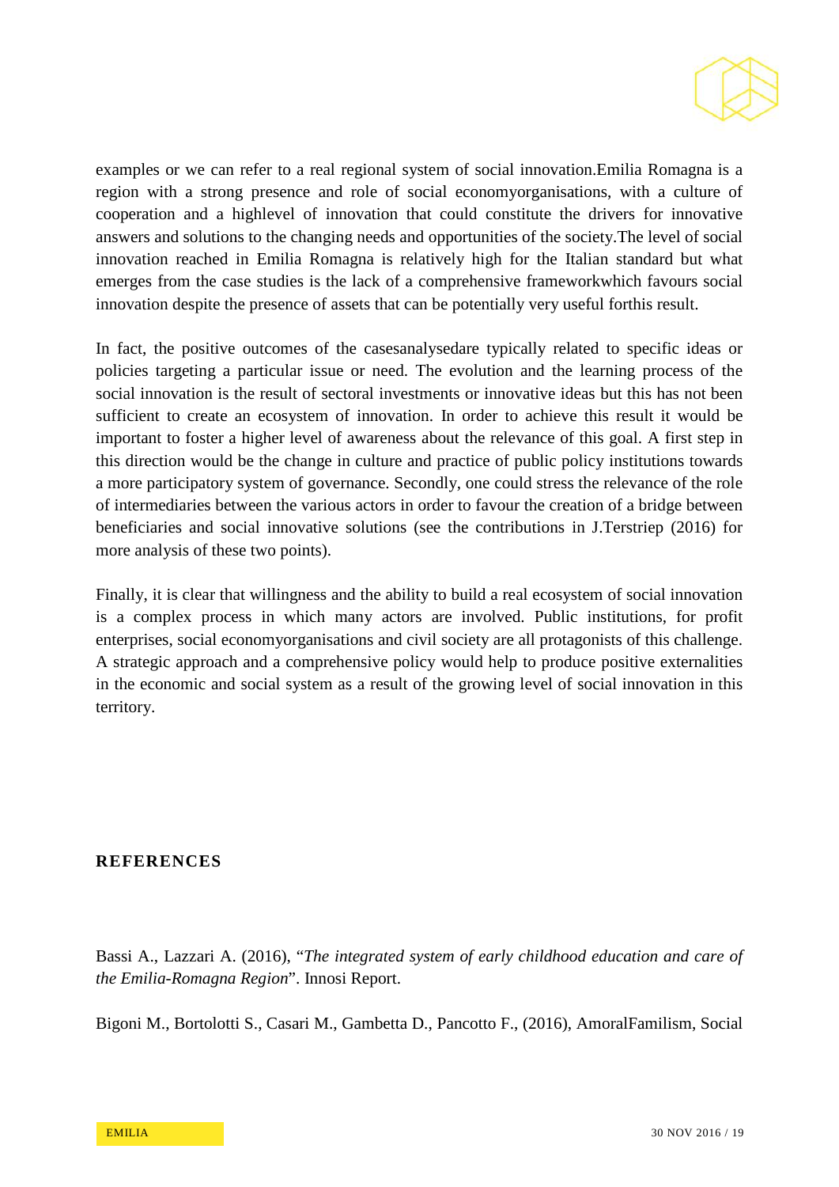examples or we can refer to a real regional system of social innovation.Emilia Romagna is a region with a strong presence and role of social economyorganisations, with a culture of cooperation and a highlevel of innovation that could constitute the drivers for innovative answers and solutions to the changing needs and opportunities of the society.The level of social innovation reached in Emilia Romagna is relatively high for the Italian standard but what emerges from the case studies is the lack of a comprehensive frameworkwhich favours social innovation despite the presence of assets that can be potentially very useful forthis result.

In fact, the positive outcomes of the casesanalysedare typically related to specific ideas or policies targeting a particular issue or need. The evolution and the learning process of the social innovation is the result of sectoral investments or innovative ideas but this has not been sufficient to create an ecosystem of innovation. In order to achieve this result it would be important to foster a higher level of awareness about the relevance of this goal. A first step in this direction would be the change in culture and practice of public policy institutions towards a more participatory system of governance. Secondly, one could stress the relevance of the role of intermediaries between the various actors in order to favour the creation of a bridge between beneficiaries and social innovative solutions (see the contributions in J.Terstriep (2016) for more analysis of these two points).

Finally, it is clear that willingness and the ability to build a real ecosystem of social innovation is a complex process in which many actors are involved. Public institutions, for profit enterprises, social economyorganisations and civil society are all protagonists of this challenge. A strategic approach and a comprehensive policy would help to produce positive externalities in the economic and social system as a result of the growing level of social innovation in this territory.

## REFERENCES

Bassi A., Lazzari A. (2016), "*The integrated system of early childhood education and care of the Emilia-Romagna Region*". Innosi Report.

Bigoni M., Bortolotti S., Casari M., Gambetta D., Pancotto F., (2016), AmoralFamilism, Social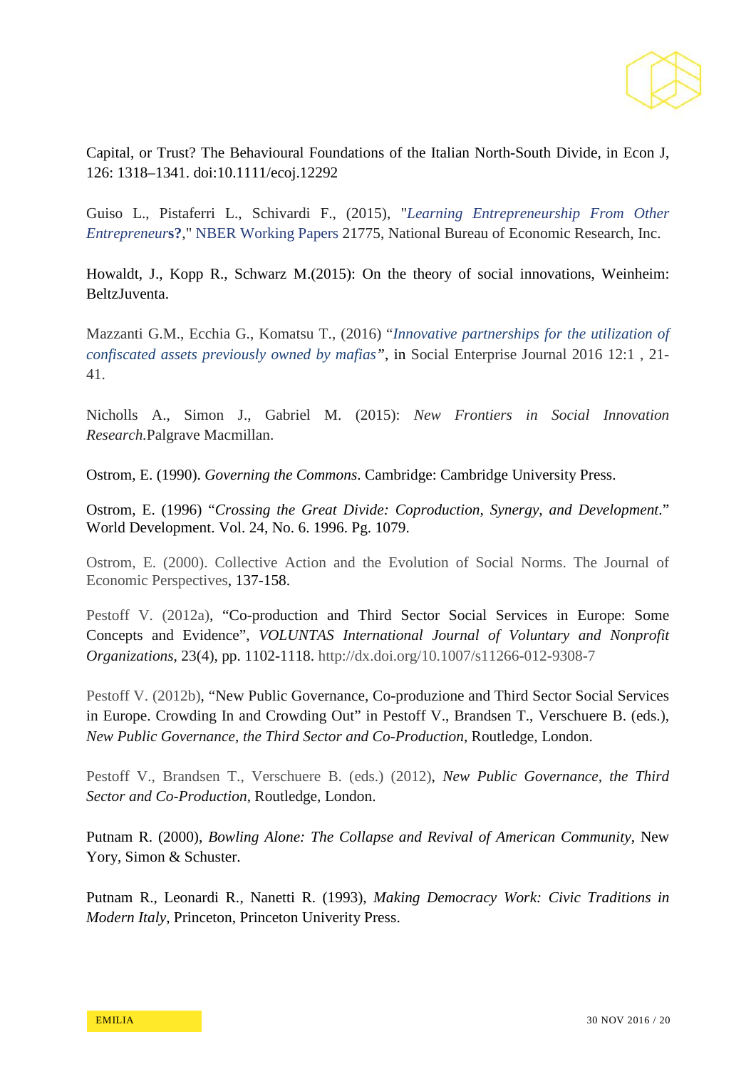Capital, or Trust? The Behavioural Foundations of the Italian North-South Divide, in Econ J, 126: 1318–1341. doi:10.1111/ecoj.12292

Guiso L., Pistaferri L., Schivardi F., (2015), "*Learning Entrepreneurship From Other Entrepreneurs?*," NBER Working Papers 21775, National Bureau of Economic Research, Inc.

Howaldt, J., Kopp R., Schwarz M.(2015): On the theory of social innovations, Weinheim: BeltzJuventa.

Mazzanti G.M., Ecchia G., Komatsu T., (2016) "*Innovative partnerships for the utilization of confiscated assets previously owned by mafias*", in Social Enterprise Journal 2016 12:1 , 21-41.

Nicholls A., Simon J., Gabriel M. (2015): *New Frontiers in Social Innovation Research.*Palgrave Macmillan.

Ostrom, E. (1990). *Governing the Commons*. Cambridge: Cambridge University Press.

Ostrom, E. (1996) "*Crossing the Great Divide: Coproduction, Synergy, and Development*." World Development. Vol. 24, No. 6. 1996. Pg. 1079.

Ostrom, E. (2000). Collective Action and the Evolution of Social Norms. The Journal of Economic Perspectives, 137-158.

Pestoff V. (2012a), "Co-production and Third Sector Social Services in Europe: Some Concepts and Evidence", *VOLUNTAS International Journal of Voluntary and Nonprofit Organizations*, 23(4), pp. 1102-1118. http://dx.doi.org/10.1007/s11266-012-9308-7

Pestoff V. (2012b), "New Public Governance, Co-produzione and Third Sector Social Services in Europe. Crowding In and Crowding Out" in Pestoff V., Brandsen T., Verschuere B. (eds.), *New Public Governance, the Third Sector and Co-Production*, Routledge, London.

Pestoff V., Brandsen T., Verschuere B. (eds.) (2012), *New Public Governance, the Third Sector and Co-Production*, Routledge, London.

Putnam R. (2000), *Bowling Alone: The Collapse and Revival of American Community*, New Yory, Simon & Schuster.

Putnam R., Leonardi R., Nanetti R. (1993), *Making Democracy Work: Civic Traditions in Modern Italy*, Princeton, Princeton Univerity Press.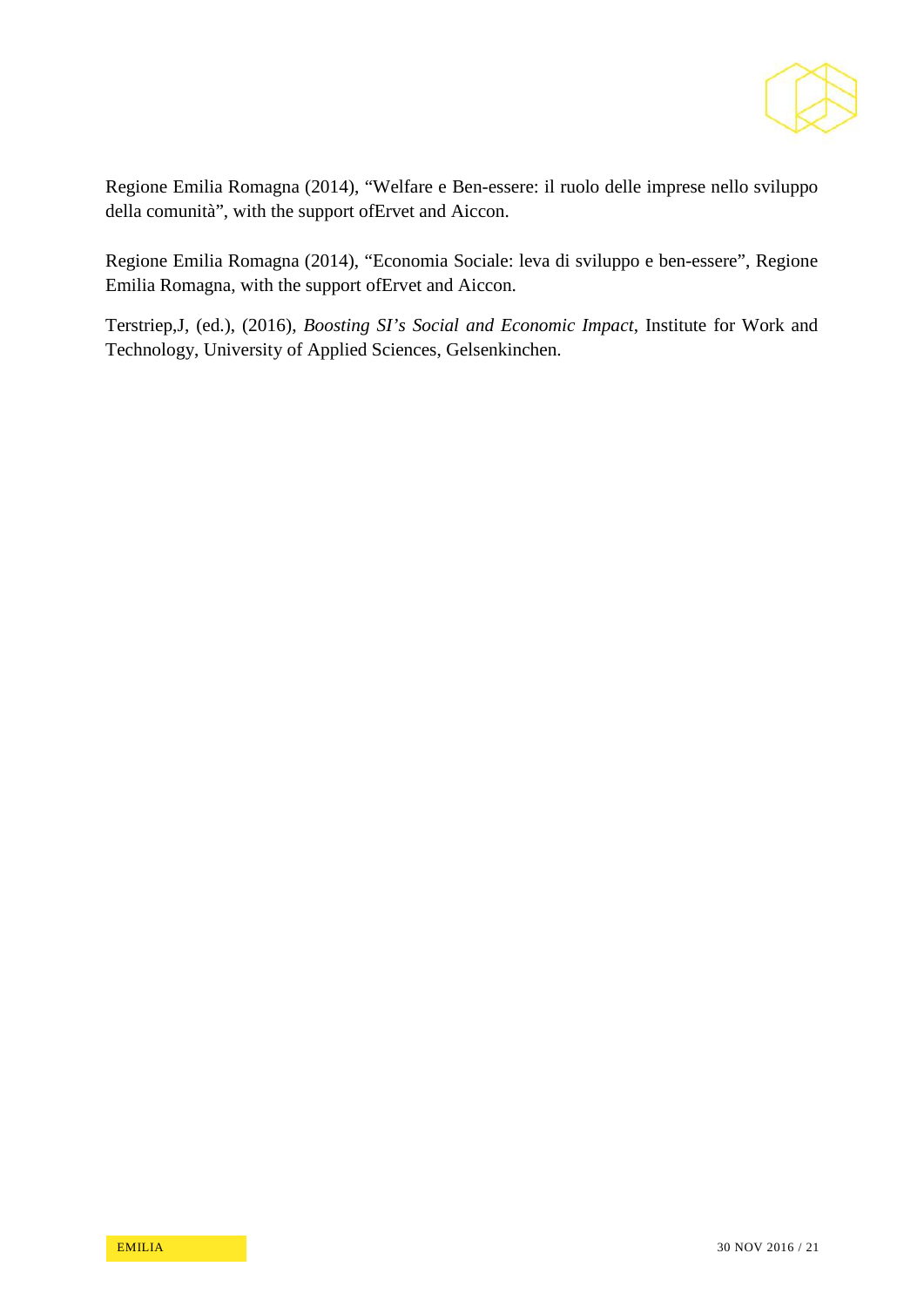Regione Emilia Romagna (2014), “Welfare e Ben-essere: il ruolo delle imprese nello sviluppo della comunità”, with the support ofErvet and Aiccon.

Regione Emilia Romagna (2014), “Economia Sociale: leva di sviluppo e ben-essere”, Regione Emilia Romagna, with the support ofErvet and Aiccon.

Terstriep,J, (ed.), (2016), *Boosting SI’s Social and Economic Impact*, Institute for Work and Technology, University of Applied Sciences, Gelsenkinchen.